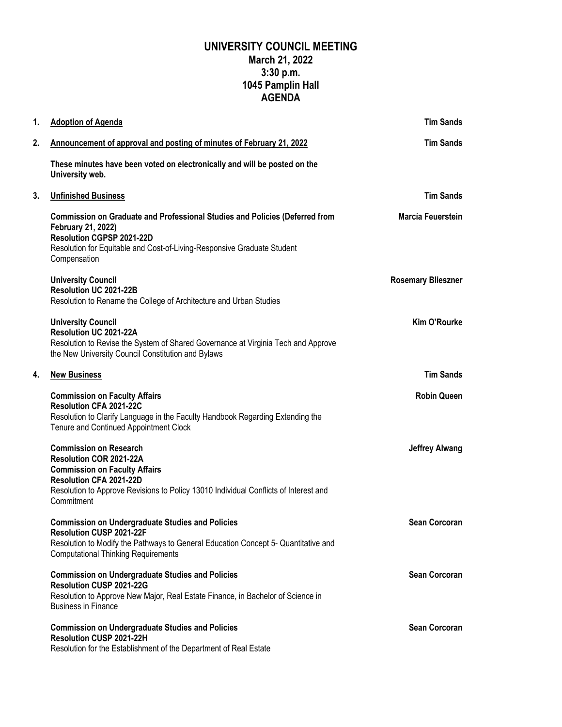# UNIVERSITY COUNCIL MEETING

## March 21, 2022
## 3:30 p.m.
## 1045 Pamplin Hall
## AGENDA

1. **Adoption of Agenda** — **Tim Sands**

2. **Announcement of approval and posting of minutes of February 21, 2022** — **Tim Sands**

   **These minutes have been voted on electronically and will be posted on the University web.**

3. **Unfinished Business** — **Tim Sands**

   **Commission on Graduate and Professional Studies and Policies (Deferred from February 21, 2022)** — **Marcía Feuerstein**
   **Resolution CGPSP 2021-22D**
   Resolution for Equitable and Cost-of-Living-Responsive Graduate Student Compensation

   **University Council** — **Rosemary Blieszner**
   **Resolution UC 2021-22B**
   Resolution to Rename the College of Architecture and Urban Studies

   **University Council** — **Kim O'Rourke**
   **Resolution UC 2021-22A**
   Resolution to Revise the System of Shared Governance at Virginia Tech and Approve the New University Council Constitution and Bylaws

4. **New Business** — **Tim Sands**

   **Commission on Faculty Affairs** — **Robin Queen**
   **Resolution CFA 2021-22C**
   Resolution to Clarify Language in the Faculty Handbook Regarding Extending the Tenure and Continued Appointment Clock

   **Commission on Research** — **Jeffrey Alwang**
   **Resolution COR 2021-22A**
   **Commission on Faculty Affairs**
   **Resolution CFA 2021-22D**
   Resolution to Approve Revisions to Policy 13010 Individual Conflicts of Interest and Commitment

   **Commission on Undergraduate Studies and Policies** — **Sean Corcoran**
   **Resolution CUSP 2021-22F**
   Resolution to Modify the Pathways to General Education Concept 5- Quantitative and Computational Thinking Requirements

   **Commission on Undergraduate Studies and Policies** — **Sean Corcoran**
   **Resolution CUSP 2021-22G**
   Resolution to Approve New Major, Real Estate Finance, in Bachelor of Science in Business in Finance

   **Commission on Undergraduate Studies and Policies** — **Sean Corcoran**
   **Resolution CUSP 2021-22H**
   Resolution for the Establishment of the Department of Real Estate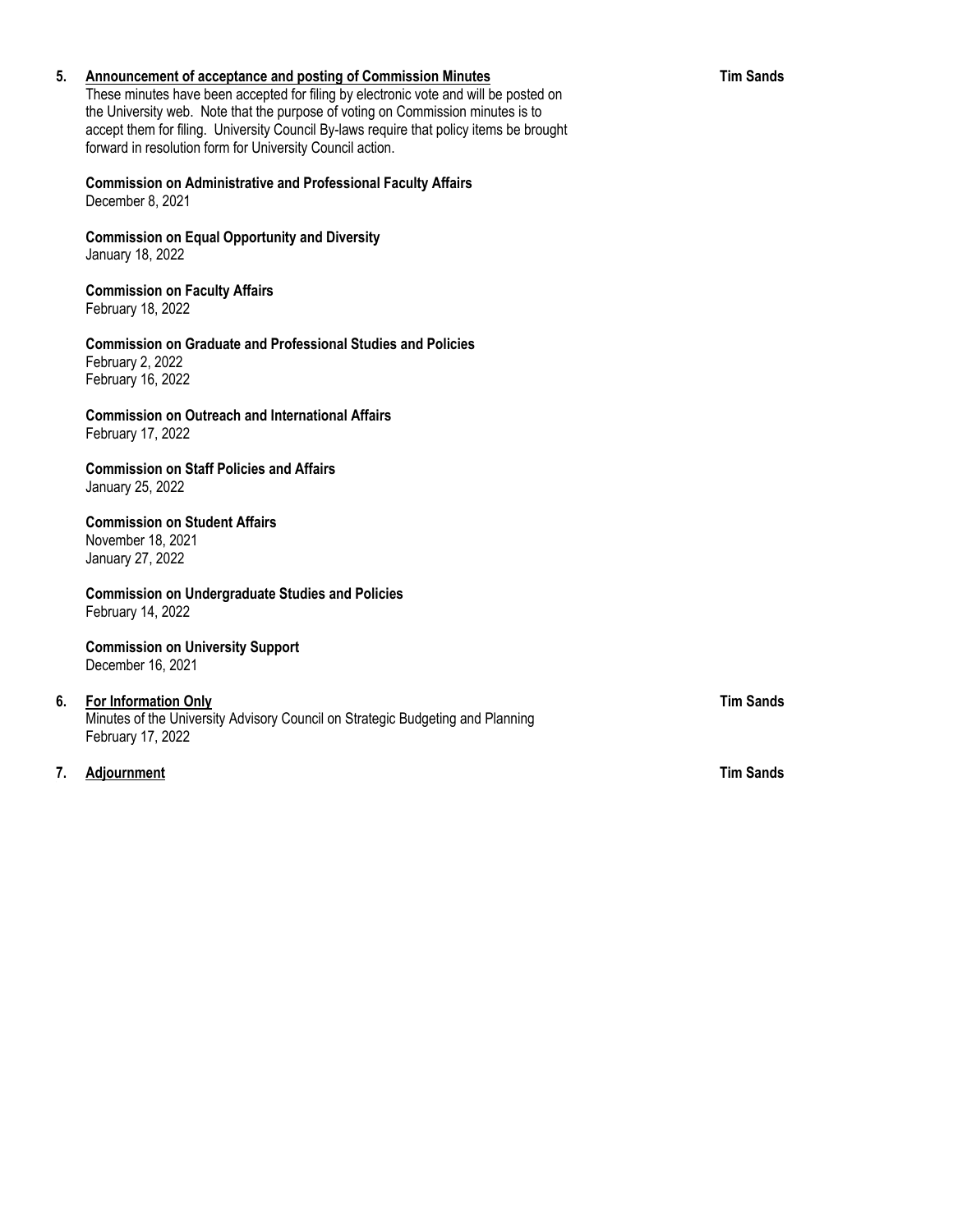**5. Announcement of acceptance and posting of Commission Minutes** **Tim Sands**

These minutes have been accepted for filing by electronic vote and will be posted on the University web. Note that the purpose of voting on Commission minutes is to accept them for filing. University Council By-laws require that policy items be brought forward in resolution form for University Council action.

**Commission on Administrative and Professional Faculty Affairs**
December 8, 2021

**Commission on Equal Opportunity and Diversity**
January 18, 2022

**Commission on Faculty Affairs**
February 18, 2022

**Commission on Graduate and Professional Studies and Policies**
February 2, 2022
February 16, 2022

**Commission on Outreach and International Affairs**
February 17, 2022

**Commission on Staff Policies and Affairs**
January 25, 2022

**Commission on Student Affairs**
November 18, 2021
January 27, 2022

**Commission on Undergraduate Studies and Policies**
February 14, 2022

**Commission on University Support**
December 16, 2021

**6. For Information Only** **Tim Sands**

Minutes of the University Advisory Council on Strategic Budgeting and Planning
February 17, 2022

**7. Adjournment** **Tim Sands**